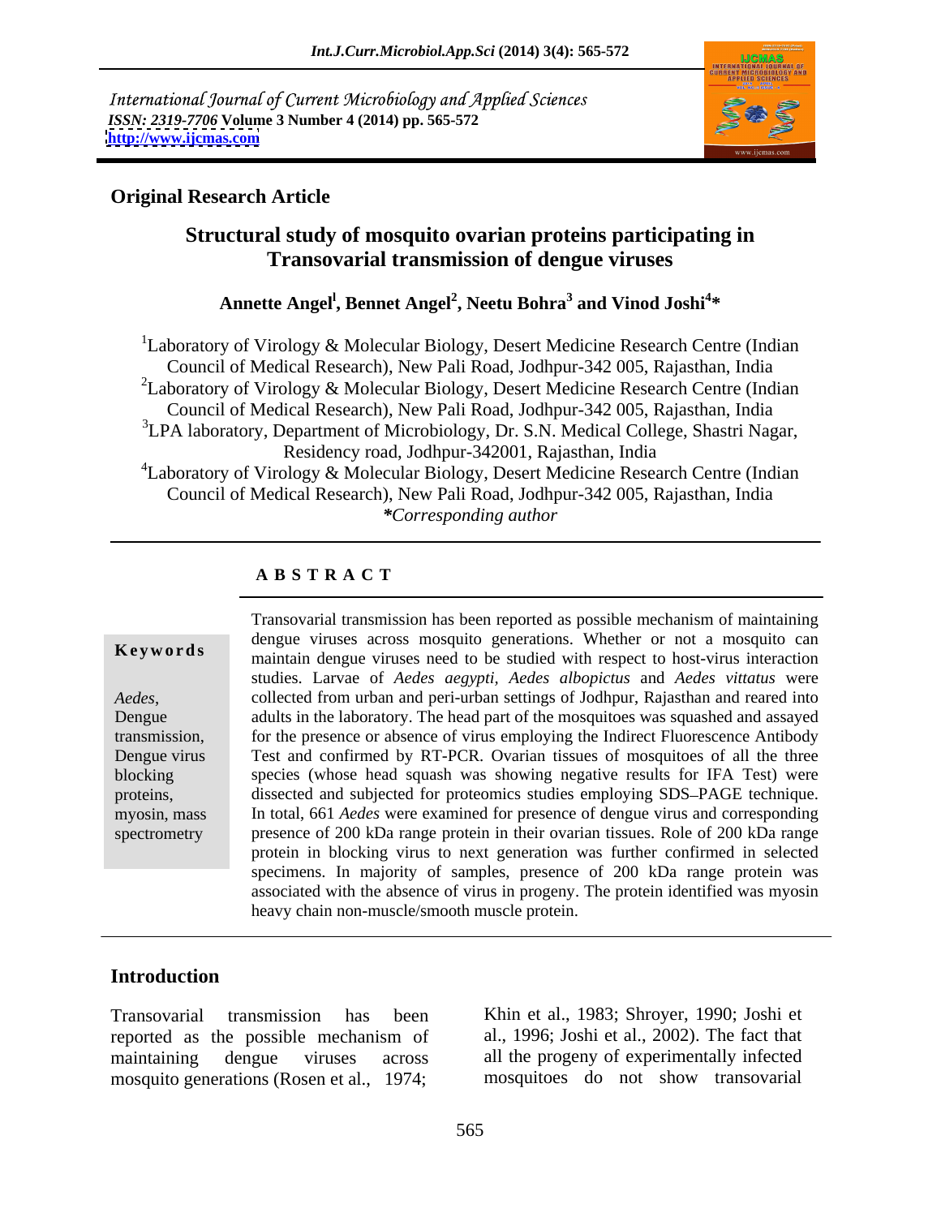International Journal of Current Microbiology and Applied Sciences
*ISSN: 2319-7706* **Volume 3 Number 4 (2014) pp. 565-572**
**http://www.ijcmas.com**

**Original Research Article**

# Structural study of mosquito ovarian proteins participating in Transovarial transmission of dengue viruses

**Annette Angel[1], Bennet Angel[2], Neetu Bohra[3] and Vinod Joshi[4]***

[1]Laboratory of Virology & Molecular Biology, Desert Medicine Research Centre (Indian Council of Medical Research), New Pali Road, Jodhpur-342 005, Rajasthan, India
[2]Laboratory of Virology & Molecular Biology, Desert Medicine Research Centre (Indian Council of Medical Research), New Pali Road, Jodhpur-342 005, Rajasthan, India
[3]LPA laboratory, Department of Microbiology, Dr. S.N. Medical College, Shastri Nagar, Residency road, Jodhpur-342001, Rajasthan, India
[4]Laboratory of Virology & Molecular Biology, Desert Medicine Research Centre (Indian Council of Medical Research), New Pali Road, Jodhpur-342 005, Rajasthan, India
***Corresponding author***

## ABSTRACT

**Keywords**

*Aedes*, Dengue transmission, Dengue virus blocking proteins, myosin, mass spectrometry

Transovarial transmission has been reported as possible mechanism of maintaining dengue viruses across mosquito generations. Whether or not a mosquito can maintain dengue viruses need to be studied with respect to host-virus interaction studies. Larvae of *Aedes aegypti*, *Aedes albopictus* and *Aedes vittatus* were collected from urban and peri-urban settings of Jodhpur, Rajasthan and reared into adults in the laboratory. The head part of the mosquitoes was squashed and assayed for the presence or absence of virus employing the Indirect Fluorescence Antibody Test and confirmed by RT-PCR. Ovarian tissues of mosquitoes of all the three species (whose head squash was showing negative results for IFA Test) were dissected and subjected for proteomics studies employing SDS–PAGE technique. In total, 661 *Aedes* were examined for presence of dengue virus and corresponding presence of 200 kDa range protein in their ovarian tissues. Role of 200 kDa range protein in blocking virus to next generation was further confirmed in selected specimens. In majority of samples, presence of 200 kDa range protein was associated with the absence of virus in progeny. The protein identified was myosin heavy chain non-muscle/smooth muscle protein.

## Introduction

Transovarial transmission has been reported as the possible mechanism of maintaining dengue viruses across mosquito generations (Rosen et al., 1974; Khin et al., 1983; Shroyer, 1990; Joshi et al., 1996; Joshi et al., 2002). The fact that all the progeny of experimentally infected mosquitoes do not show transovarial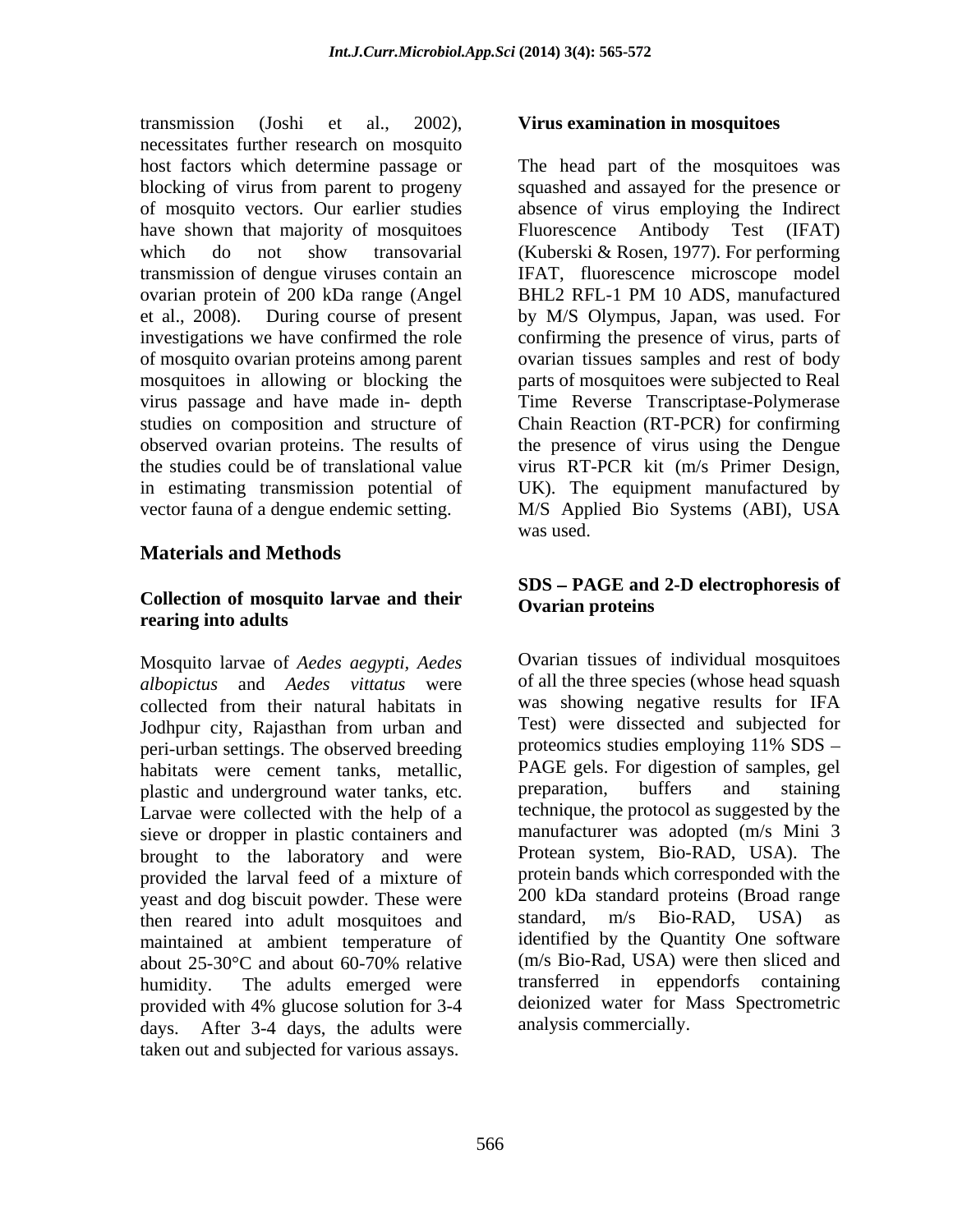transmission (Joshi et al., 2002), necessitates further research on mosquito host factors which determine passage or blocking of virus from parent to progeny of mosquito vectors. Our earlier studies have shown that majority of mosquitoes which do not show transovarial transmission of dengue viruses contain an ovarian protein of 200 kDa range (Angel et al., 2008). During course of present investigations we have confirmed the role of mosquito ovarian proteins among parent mosquitoes in allowing or blocking the virus passage and have made in- depth studies on composition and structure of observed ovarian proteins. The results of the studies could be of translational value in estimating transmission potential of vector fauna of a dengue endemic setting.

## Materials and Methods

### Collection of mosquito larvae and their rearing into adults

Mosquito larvae of *Aedes aegypti, Aedes albopictus* and *Aedes vittatus* were collected from their natural habitats in Jodhpur city, Rajasthan from urban and peri-urban settings. The observed breeding habitats were cement tanks, metallic, plastic and underground water tanks, etc. Larvae were collected with the help of a sieve or dropper in plastic containers and brought to the laboratory and were provided the larval feed of a mixture of yeast and dog biscuit powder. These were then reared into adult mosquitoes and maintained at ambient temperature of about 25-30°C and about 60-70% relative humidity. The adults emerged were provided with 4% glucose solution for 3-4 days. After 3-4 days, the adults were taken out and subjected for various assays.

### Virus examination in mosquitoes

The head part of the mosquitoes was squashed and assayed for the presence or absence of virus employing the Indirect Fluorescence Antibody Test (IFAT) (Kuberski & Rosen, 1977). For performing IFAT, fluorescence microscope model BHL2 RFL-1 PM 10 ADS, manufactured by M/S Olympus, Japan, was used. For confirming the presence of virus, parts of ovarian tissues samples and rest of body parts of mosquitoes were subjected to Real Time Reverse Transcriptase-Polymerase Chain Reaction (RT-PCR) for confirming the presence of virus using the Dengue virus RT-PCR kit (m/s Primer Design, UK). The equipment manufactured by M/S Applied Bio Systems (ABI), USA was used.

### SDS – PAGE and 2-D electrophoresis of Ovarian proteins

Ovarian tissues of individual mosquitoes of all the three species (whose head squash was showing negative results for IFA Test) were dissected and subjected for proteomics studies employing 11% SDS – PAGE gels. For digestion of samples, gel preparation, buffers and staining technique, the protocol as suggested by the manufacturer was adopted (m/s Mini 3 Protean system, Bio-RAD, USA). The protein bands which corresponded with the 200 kDa standard proteins (Broad range standard, m/s Bio-RAD, USA) as identified by the Quantity One software (m/s Bio-Rad, USA) were then sliced and transferred in eppendorfs containing deionized water for Mass Spectrometric analysis commercially.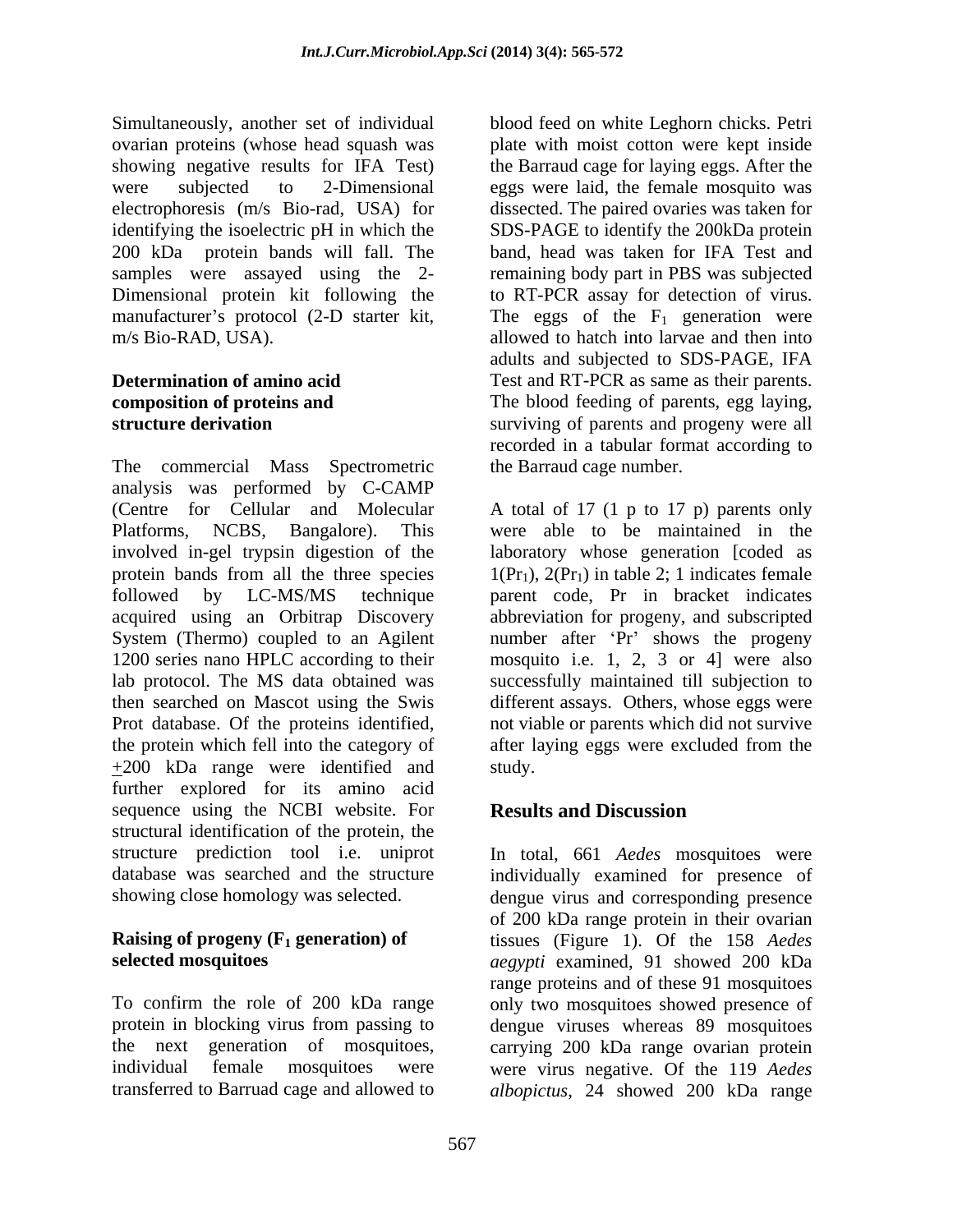Simultaneously, another set of individual ovarian proteins (whose head squash was showing negative results for IFA Test) were subjected to 2-Dimensional electrophoresis (m/s Bio-rad, USA) for identifying the isoelectric pH in which the 200 kDa protein bands will fall. The samples were assayed using the 2-Dimensional protein kit following the manufacturer's protocol (2-D starter kit, m/s Bio-RAD, USA).

### Determination of amino acid composition of proteins and structure derivation

The commercial Mass Spectrometric analysis was performed by C-CAMP (Centre for Cellular and Molecular Platforms, NCBS, Bangalore). This involved in-gel trypsin digestion of the protein bands from all the three species followed by LC-MS/MS technique acquired using an Orbitrap Discovery System (Thermo) coupled to an Agilent 1200 series nano HPLC according to their lab protocol. The MS data obtained was then searched on Mascot using the Swis Prot database. Of the proteins identified, the protein which fell into the category of ±200 kDa range were identified and further explored for its amino acid sequence using the NCBI website. For structural identification of the protein, the structure prediction tool i.e. uniprot database was searched and the structure showing close homology was selected.

### Raising of progeny ($F_1$ generation) of selected mosquitoes

To confirm the role of 200 kDa range protein in blocking virus from passing to the next generation of mosquitoes, individual female mosquitoes were transferred to Barruad cage and allowed to blood feed on white Leghorn chicks. Petri plate with moist cotton were kept inside the Barraud cage for laying eggs. After the eggs were laid, the female mosquito was dissected. The paired ovaries was taken for SDS-PAGE to identify the 200kDa protein band, head was taken for IFA Test and remaining body part in PBS was subjected to RT-PCR assay for detection of virus. The eggs of the $F_1$ generation were allowed to hatch into larvae and then into adults and subjected to SDS-PAGE, IFA Test and RT-PCR as same as their parents. The blood feeding of parents, egg laying, surviving of parents and progeny were all recorded in a tabular format according to the Barraud cage number.

A total of 17 (1 p to 17 p) parents only were able to be maintained in the laboratory whose generation [coded as $1(Pr_1)$, $2(Pr_1)$ in table 2; 1 indicates female parent code, Pr in bracket indicates abbreviation for progeny, and subscripted number after 'Pr' shows the progeny mosquito i.e. 1, 2, 3 or 4] were also successfully maintained till subjection to different assays. Others, whose eggs were not viable or parents which did not survive after laying eggs were excluded from the study.

## Results and Discussion

In total, 661 *Aedes* mosquitoes were individually examined for presence of dengue virus and corresponding presence of 200 kDa range protein in their ovarian tissues (Figure 1). Of the 158 *Aedes aegypti* examined, 91 showed 200 kDa range proteins and of these 91 mosquitoes only two mosquitoes showed presence of dengue viruses whereas 89 mosquitoes carrying 200 kDa range ovarian protein were virus negative. Of the 119 *Aedes albopictus*, 24 showed 200 kDa range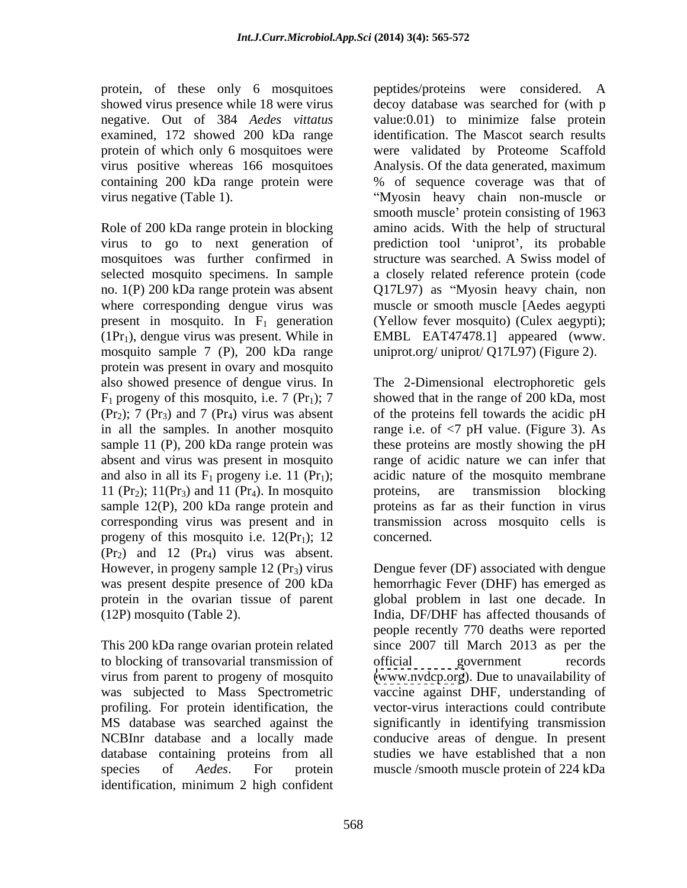protein, of these only 6 mosquitoes showed virus presence while 18 were virus negative. Out of 384 *Aedes vittatus* examined, 172 showed 200 kDa range protein of which only 6 mosquitoes were virus positive whereas 166 mosquitoes containing 200 kDa range protein were virus negative (Table 1).

Role of 200 kDa range protein in blocking virus to go to next generation of mosquitoes was further confirmed in selected mosquito specimens. In sample no. 1(P) 200 kDa range protein was absent where corresponding dengue virus was present in mosquito. In $F_1$ generation ($1Pr_1$), dengue virus was present. While in mosquito sample 7 (P), 200 kDa range protein was present in ovary and mosquito also showed presence of dengue virus. In $F_1$ progeny of this mosquito, i.e. 7 ($Pr_1$); 7 ($Pr_2$); 7 ($Pr_3$) and 7 ($Pr_4$) virus was absent in all the samples. In another mosquito sample 11 (P), 200 kDa range protein was absent and virus was present in mosquito and also in all its $F_1$ progeny i.e. 11 ($Pr_1$); 11 ($Pr_2$); 11($Pr_3$) and 11 ($Pr_4$). In mosquito sample 12(P), 200 kDa range protein and corresponding virus was present and in progeny of this mosquito i.e. 12($Pr_1$); 12 ($Pr_2$) and 12 ($Pr_4$) virus was absent. However, in progeny sample 12 ($Pr_3$) virus was present despite presence of 200 kDa protein in the ovarian tissue of parent (12P) mosquito (Table 2).

This 200 kDa range ovarian protein related to blocking of transovarial transmission of virus from parent to progeny of mosquito was subjected to Mass Spectrometric profiling. For protein identification, the MS database was searched against the NCBInr database and a locally made database containing proteins from all species of *Aedes*. For protein identification, minimum 2 high confident peptides/proteins were considered. A decoy database was searched for (with p value:0.01) to minimize false protein identification. The Mascot search results were validated by Proteome Scaffold Analysis. Of the data generated, maximum % of sequence coverage was that of "Myosin heavy chain non-muscle or smooth muscle' protein consisting of 1963 amino acids. With the help of structural prediction tool 'uniprot', its probable structure was searched. A Swiss model of a closely related reference protein (code Q17L97) as "Myosin heavy chain, non muscle or smooth muscle [Aedes aegypti (Yellow fever mosquito) (Culex aegypti); EMBL EAT47478.1] appeared (www. uniprot.org/ uniprot/ Q17L97) (Figure 2).

The 2-Dimensional electrophoretic gels showed that in the range of 200 kDa, most of the proteins fell towards the acidic pH range i.e. of <7 pH value. (Figure 3). As these proteins are mostly showing the pH range of acidic nature we can infer that acidic nature of the mosquito membrane proteins, are transmission blocking proteins as far as their function in virus transmission across mosquito cells is concerned.

Dengue fever (DF) associated with dengue hemorrhagic Fever (DHF) has emerged as global problem in last one decade. In India, DF/DHF has affected thousands of people recently 770 deaths were reported since 2007 till March 2013 as per the official government records (www.nvdcp.org). Due to unavailability of vaccine against DHF, understanding of vector-virus interactions could contribute significantly in identifying transmission conducive areas of dengue. In present studies we have established that a non muscle /smooth muscle protein of 224 kDa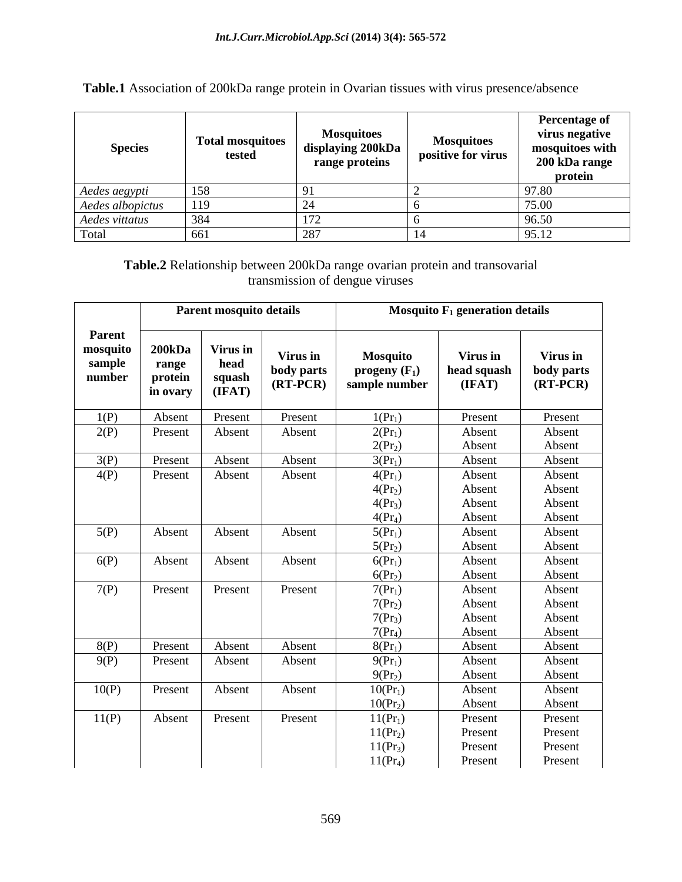**Table.1** Association of 200kDa range protein in Ovarian tissues with virus presence/absence

| Species | Total mosquitoes tested | Mosquitoes displaying 200kDa range proteins | Mosquitoes positive for virus | Percentage of virus negative mosquitoes with 200 kDa range protein |
|---|---|---|---|---|
| *Aedes aegypti* | 158 | 91 | 2 | 97.80 |
| *Aedes albopictus* | 119 | 24 | 6 | 75.00 |
| *Aedes vittatus* | 384 | 172 | 6 | 96.50 |
| Total | 661 | 287 | 14 | 95.12 |

**Table.2** Relationship between 200kDa range ovarian protein and transovarial transmission of dengue viruses

| Parent mosquito sample number | Parent mosquito details | | | Mosquito $F_1$ generation details | | |
|---|---|---|---|---|---|---|
| | 200kDa range protein in ovary | Virus in head squash (IFAT) | Virus in body parts (RT-PCR) | Mosquito progeny ($F_1$) sample number | Virus in head squash (IFAT) | Virus in body parts (RT-PCR) |
| 1(P) | Absent | Present | Present | 1($Pr_1$) | Present | Present |
| 2(P) | Present | Absent | Absent | 2($Pr_1$) | Absent | Absent |
| | | | | 2($Pr_2$) | Absent | Absent |
| 3(P) | Present | Absent | Absent | 3($Pr_1$) | Absent | Absent |
| 4(P) | Present | Absent | Absent | 4($Pr_1$) | Absent | Absent |
| | | | | 4($Pr_2$) | Absent | Absent |
| | | | | 4($Pr_3$) | Absent | Absent |
| | | | | 4($Pr_4$) | Absent | Absent |
| 5(P) | Absent | Absent | Absent | 5($Pr_1$) | Absent | Absent |
| | | | | 5($Pr_2$) | Absent | Absent |
| 6(P) | Absent | Absent | Absent | 6($Pr_1$) | Absent | Absent |
| | | | | 6($Pr_2$) | Absent | Absent |
| 7(P) | Present | Present | Present | 7($Pr_1$) | Absent | Absent |
| | | | | 7($Pr_2$) | Absent | Absent |
| | | | | 7($Pr_3$) | Absent | Absent |
| | | | | 7($Pr_4$) | Absent | Absent |
| 8(P) | Present | Absent | Absent | 8($Pr_1$) | Absent | Absent |
| 9(P) | Present | Absent | Absent | 9($Pr_1$) | Absent | Absent |
| | | | | 9($Pr_2$) | Absent | Absent |
| 10(P) | Present | Absent | Absent | 10($Pr_1$) | Absent | Absent |
| | | | | 10($Pr_2$) | Absent | Absent |
| 11(P) | Absent | Present | Present | 11($Pr_1$) | Present | Present |
| | | | | 11($Pr_2$) | Present | Present |
| | | | | 11($Pr_3$) | Present | Present |
| | | | | 11($Pr_4$) | Present | Present |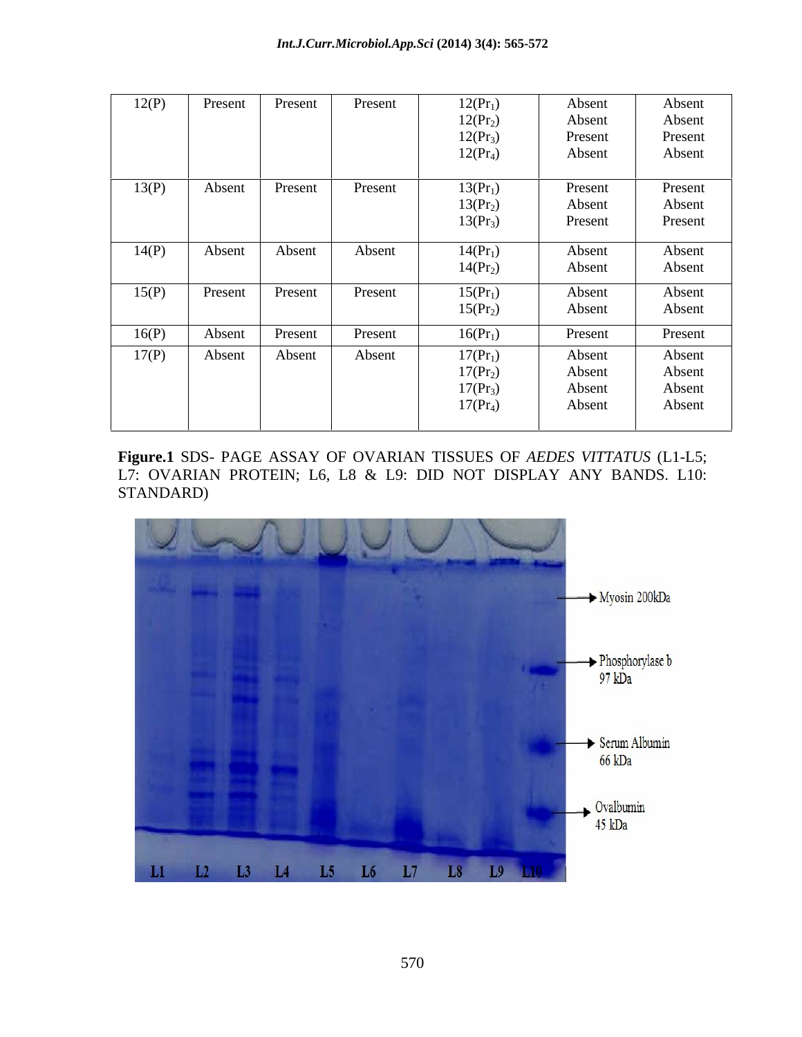| 12(P) | Present | Present | Present | $12(Pr_1)$<br>$12(Pr_2)$<br>$12(Pr_3)$<br>$12(Pr_4)$ | Absent<br>Absent<br>Present<br>Absent | Absent<br>Absent<br>Present<br>Absent |
|---|---|---|---|---|---|---|
| 13(P) | Absent | Present | Present | $13(Pr_1)$<br>$13(Pr_2)$<br>$13(Pr_3)$ | Present<br>Absent<br>Present | Present<br>Absent<br>Present |
| 14(P) | Absent | Absent | Absent | $14(Pr_1)$<br>$14(Pr_2)$ | Absent<br>Absent | Absent<br>Absent |
| 15(P) | Present | Present | Present | $15(Pr_1)$<br>$15(Pr_2)$ | Absent<br>Absent | Absent<br>Absent |
| 16(P) | Absent | Present | Present | $16(Pr_1)$ | Present | Present |
| 17(P) | Absent | Absent | Absent | $17(Pr_1)$<br>$17(Pr_2)$<br>$17(Pr_3)$<br>$17(Pr_4)$ | Absent<br>Absent<br>Absent<br>Absent | Absent<br>Absent<br>Absent<br>Absent |

**Figure.1** SDS- PAGE ASSAY OF OVARIAN TISSUES OF *AEDES VITTATUS* (L1-L5; L7: OVARIAN PROTEIN; L6, L8 & L9: DID NOT DISPLAY ANY BANDS. L10: STANDARD)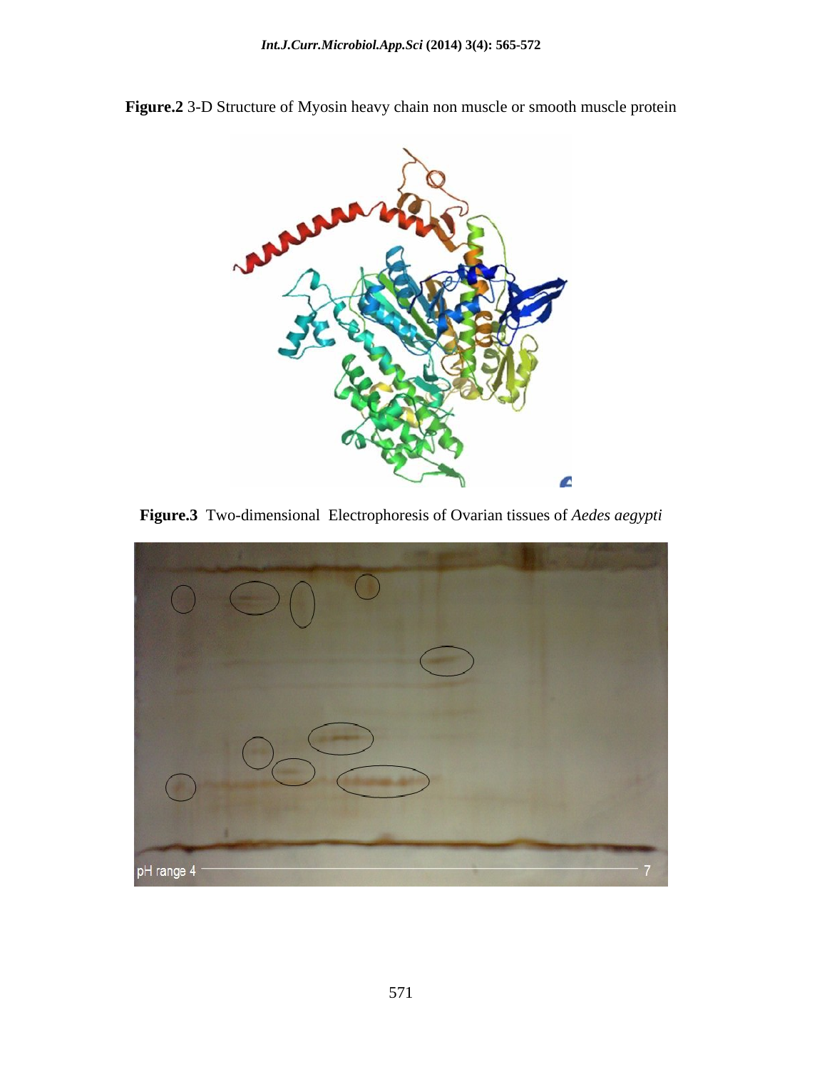**Figure.2** 3-D Structure of Myosin heavy chain non muscle or smooth muscle protein

**Figure.3** Two-dimensional Electrophoresis of Ovarian tissues of *Aedes aegypti*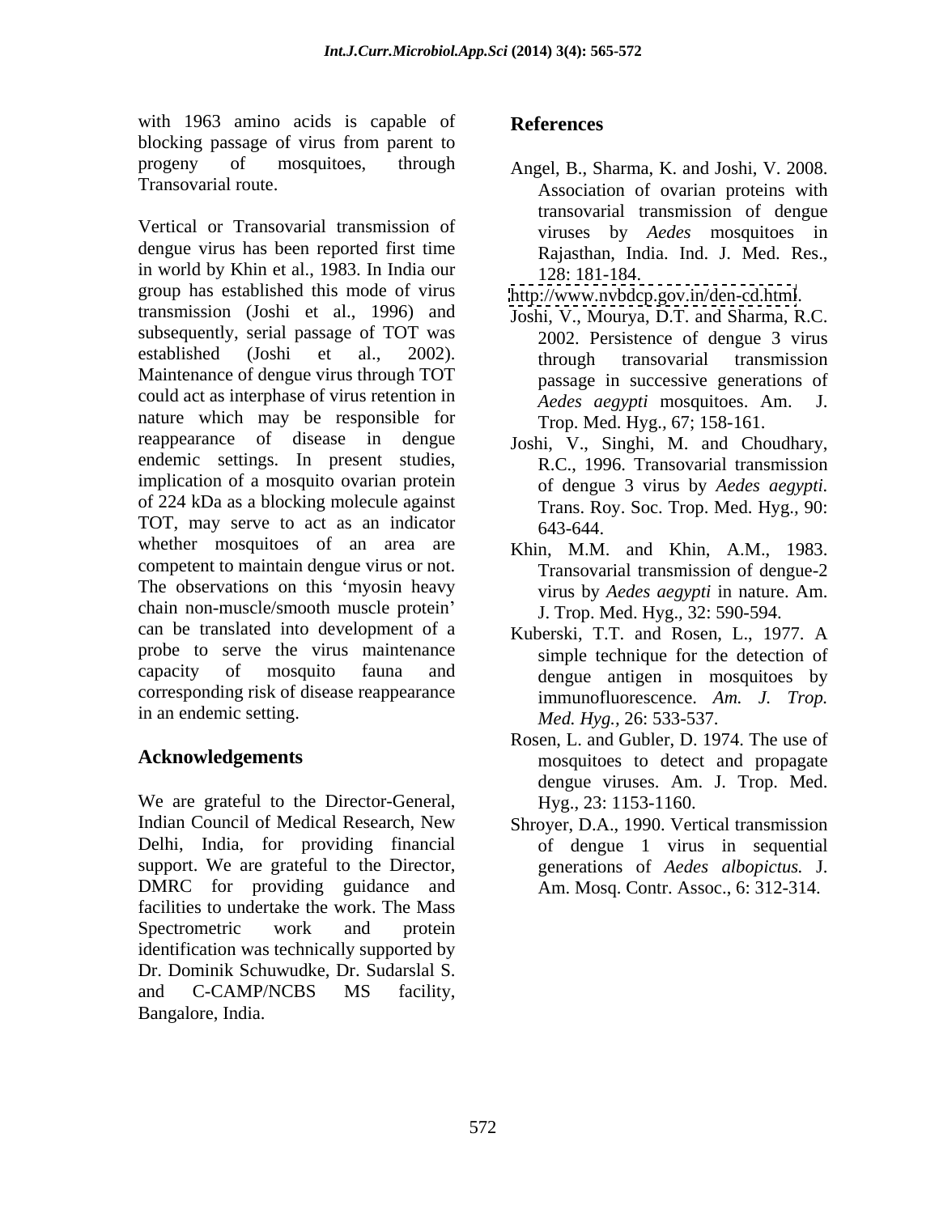with 1963 amino acids is capable of blocking passage of virus from parent to progeny of mosquitoes, through Transovarial route.

Vertical or Transovarial transmission of dengue virus has been reported first time in world by Khin et al., 1983. In India our group has established this mode of virus transmission (Joshi et al., 1996) and subsequently, serial passage of TOT was established (Joshi et al., 2002). Maintenance of dengue virus through TOT could act as interphase of virus retention in nature which may be responsible for reappearance of disease in dengue endemic settings. In present studies, implication of a mosquito ovarian protein of 224 kDa as a blocking molecule against TOT, may serve to act as an indicator whether mosquitoes of an area are competent to maintain dengue virus or not. The observations on this 'myosin heavy chain non-muscle/smooth muscle protein' can be translated into development of a probe to serve the virus maintenance capacity of mosquito fauna and corresponding risk of disease reappearance in an endemic setting.

## Acknowledgements

We are grateful to the Director-General, Indian Council of Medical Research, New Delhi, India, for providing financial support. We are grateful to the Director, DMRC for providing guidance and facilities to undertake the work. The Mass Spectrometric work and protein identification was technically supported by Dr. Dominik Schuwudke, Dr. Sudarslal S. and C-CAMP/NCBS MS facility, Bangalore, India.

## References

Angel, B., Sharma, K. and Joshi, V. 2008. Association of ovarian proteins with transovarial transmission of dengue viruses by *Aedes* mosquitoes in Rajasthan, India. Ind. J. Med. Res., 128: 181-184.

http://www.nvbdcp.gov.in/den-cd.html.

Joshi, V., Mourya, D.T. and Sharma, R.C. 2002. Persistence of dengue 3 virus through transovarial transmission passage in successive generations of *Aedes aegypti* mosquitoes. Am. J. Trop. Med. Hyg., 67; 158-161.

Joshi, V., Singhi, M. and Choudhary, R.C., 1996. Transovarial transmission of dengue 3 virus by *Aedes aegypti.* Trans. Roy. Soc. Trop. Med. Hyg., 90: 643-644.

Khin, M.M. and Khin, A.M., 1983. Transovarial transmission of dengue-2 virus by *Aedes aegypti* in nature. Am. J. Trop. Med. Hyg., 32: 590-594.

Kuberski, T.T. and Rosen, L., 1977. A simple technique for the detection of dengue antigen in mosquitoes by immunofluorescence. *Am. J. Trop. Med. Hyg.,* 26: 533-537.

Rosen, L. and Gubler, D. 1974. The use of mosquitoes to detect and propagate dengue viruses. Am. J. Trop. Med. Hyg., 23: 1153-1160.

Shroyer, D.A., 1990. Vertical transmission of dengue 1 virus in sequential generations of *Aedes albopictus.* J. Am. Mosq. Contr. Assoc., 6: 312-314.